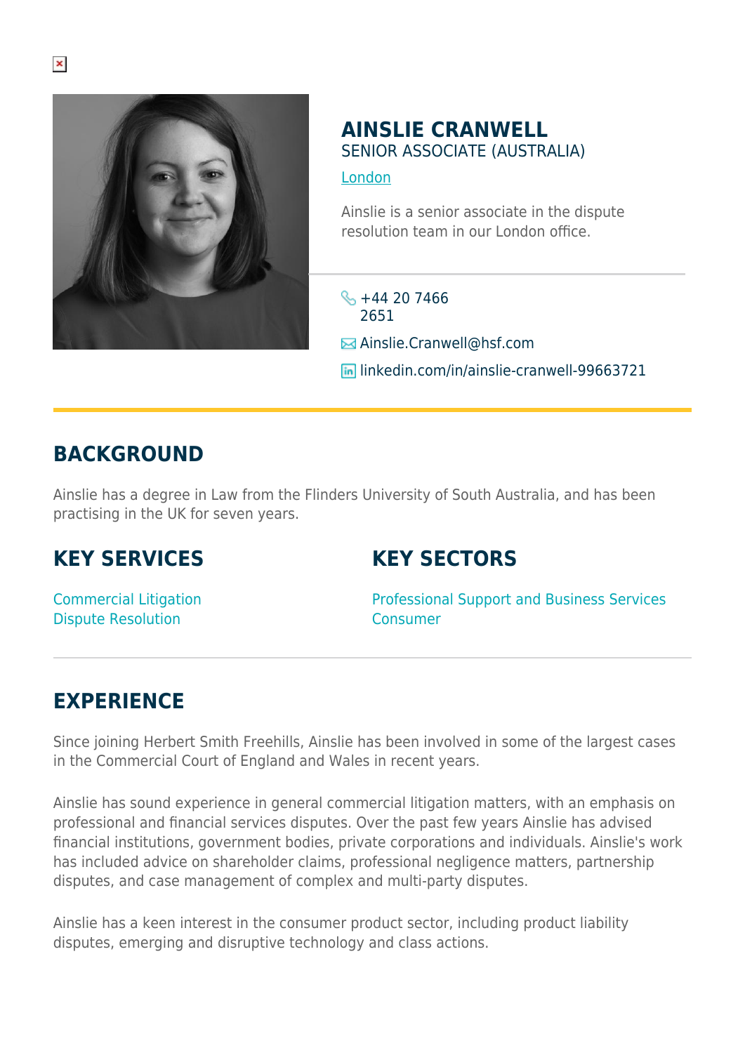# AINSLIE CRANWELL

SENIOR ASSOCIATE (AUSTRALIA)

London

Ainslie is a senior associate in the dispute resolution team in our London office.

+44 20 7466 2651

Ainslie.Cranwell@hsf.com

linkedin.com/in/ainslie-cranwell-99663721

## BACKGROUND

Ainslie has a degree in Law from the Flinders University of South Australia, and has been practising in the UK for seven years.

## KEY SERVICES

Commercial Litigation
Dispute Resolution

## KEY SECTORS

Professional Support and Business Services
Consumer

## EXPERIENCE

Since joining Herbert Smith Freehills, Ainslie has been involved in some of the largest cases in the Commercial Court of England and Wales in recent years.

Ainslie has sound experience in general commercial litigation matters, with an emphasis on professional and financial services disputes. Over the past few years Ainslie has advised financial institutions, government bodies, private corporations and individuals. Ainslie's work has included advice on shareholder claims, professional negligence matters, partnership disputes, and case management of complex and multi-party disputes.

Ainslie has a keen interest in the consumer product sector, including product liability disputes, emerging and disruptive technology and class actions.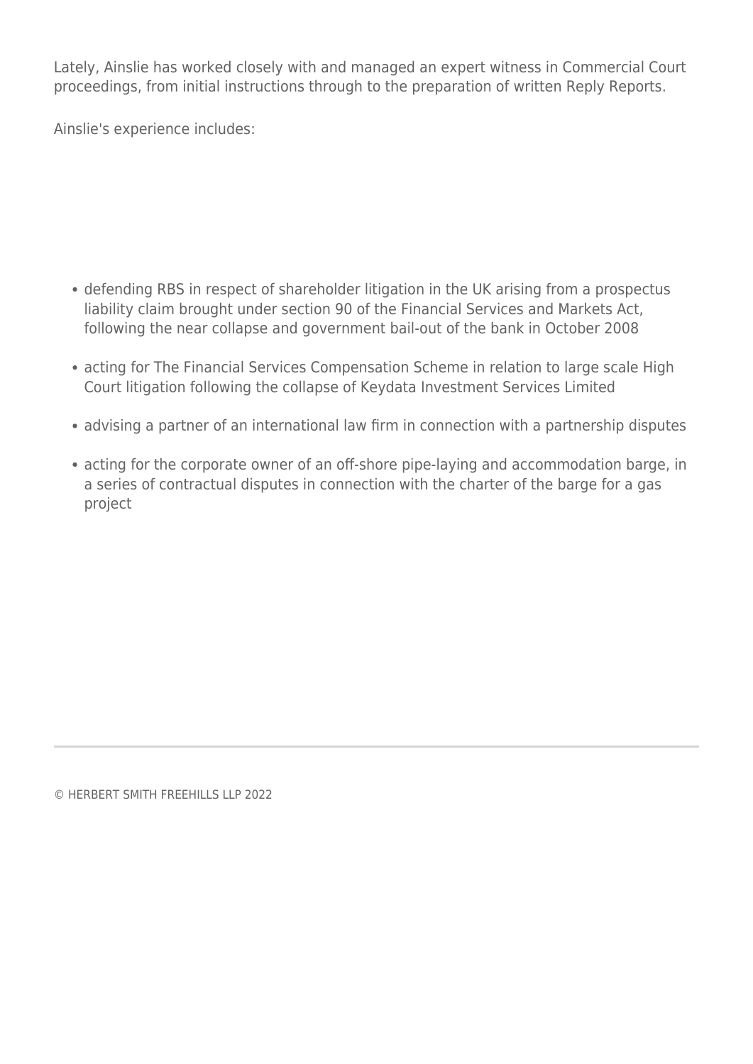Lately, Ainslie has worked closely with and managed an expert witness in Commercial Court proceedings, from initial instructions through to the preparation of written Reply Reports.

Ainslie's experience includes:

- defending RBS in respect of shareholder litigation in the UK arising from a prospectus liability claim brought under section 90 of the Financial Services and Markets Act, following the near collapse and government bail-out of the bank in October 2008
- acting for The Financial Services Compensation Scheme in relation to large scale High Court litigation following the collapse of Keydata Investment Services Limited
- advising a partner of an international law firm in connection with a partnership disputes
- acting for the corporate owner of an off-shore pipe-laying and accommodation barge, in a series of contractual disputes in connection with the charter of the barge for a gas project

© HERBERT SMITH FREEHILLS LLP 2022